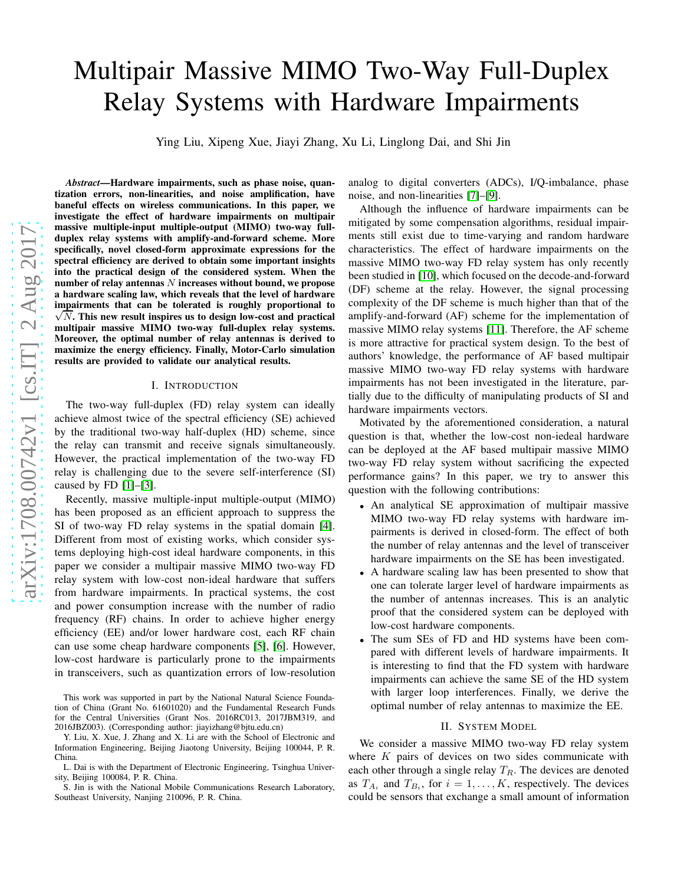# Multipair Massive MIMO Two-Way Full-Duplex Relay Systems with Hardware Impairments

Ying Liu, Xipeng Xue, Jiayi Zhang, Xu Li, Linglong Dai, and Shi Jin

***Abstract*—Hardware impairments, such as phase noise, quantization errors, non-linearities, and noise amplification, have baneful effects on wireless communications. In this paper, we investigate the effect of hardware impairments on multipair massive multiple-input multiple-output (MIMO) two-way full-duplex relay systems with amplify-and-forward scheme. More specifically, novel closed-form approximate expressions for the spectral efficiency are derived to obtain some important insights into the practical design of the considered system. When the number of relay antennas $N$ increases without bound, we propose a hardware scaling law, which reveals that the level of hardware impairments that can be tolerated is roughly proportional to $\sqrt{N}$. This new result inspires us to design low-cost and practical multipair massive MIMO two-way full-duplex relay systems. Moreover, the optimal number of relay antennas is derived to maximize the energy efficiency. Finally, Motor-Carlo simulation results are provided to validate our analytical results.**

## I. Introduction

The two-way full-duplex (FD) relay system can ideally achieve almost twice of the spectral efficiency (SE) achieved by the traditional two-way half-duplex (HD) scheme, since the relay can transmit and receive signals simultaneously. However, the practical implementation of the two-way FD relay is challenging due to the severe self-interference (SI) caused by FD [1]–[3].

Recently, massive multiple-input multiple-output (MIMO) has been proposed as an efficient approach to suppress the SI of two-way FD relay systems in the spatial domain [4]. Different from most of existing works, which consider systems deploying high-cost ideal hardware components, in this paper we consider a multipair massive MIMO two-way FD relay system with low-cost non-ideal hardware that suffers from hardware impairments. In practical systems, the cost and power consumption increase with the number of radio frequency (RF) chains. In order to achieve higher energy efficiency (EE) and/or lower hardware cost, each RF chain can use some cheap hardware components [5], [6]. However, low-cost hardware is particularly prone to the impairments in transceivers, such as quantization errors of low-resolution analog to digital converters (ADCs), I/Q-imbalance, phase noise, and non-linearities [7]–[9].

Although the influence of hardware impairments can be mitigated by some compensation algorithms, residual impairments still exist due to time-varying and random hardware characteristics. The effect of hardware impairments on the massive MIMO two-way FD relay system has only recently been studied in [10], which focused on the decode-and-forward (DF) scheme at the relay. However, the signal processing complexity of the DF scheme is much higher than that of the amplify-and-forward (AF) scheme for the implementation of massive MIMO relay systems [11]. Therefore, the AF scheme is more attractive for practical system design. To the best of authors' knowledge, the performance of AF based multipair massive MIMO two-way FD relay systems with hardware impairments has not been investigated in the literature, partially due to the difficulty of manipulating products of SI and hardware impairments vectors.

Motivated by the aforementioned consideration, a natural question is that, whether the low-cost non-iedeal hardware can be deployed at the AF based multipair massive MIMO two-way FD relay system without sacrificing the expected performance gains? In this paper, we try to answer this question with the following contributions:

- An analytical SE approximation of multipair massive MIMO two-way FD relay systems with hardware impairments is derived in closed-form. The effect of both the number of relay antennas and the level of transceiver hardware impairments on the SE has been investigated.
- A hardware scaling law has been presented to show that one can tolerate larger level of hardware impairments as the number of antennas increases. This is an analytic proof that the considered system can be deployed with low-cost hardware components.
- The sum SEs of FD and HD systems have been compared with different levels of hardware impairments. It is interesting to find that the FD system with hardware impairments can achieve the same SE of the HD system with larger loop interferences. Finally, we derive the optimal number of relay antennas to maximize the EE.

## II. System Model

We consider a massive MIMO two-way FD relay system where $K$ pairs of devices on two sides communicate with each other through a single relay $T_R$. The devices are denoted as $T_{A_i}$ and $T_{B_i}$, for $i = 1, \dots, K$, respectively. The devices could be sensors that exchange a small amount of information

---

This work was supported in part by the National Natural Science Foundation of China (Grant No. 61601020) and the Fundamental Research Funds for the Central Universities (Grant Nos. 2016RC013, 2017JBM319, and 2016JBZ003). (Corresponding author: jiayizhang@bjtu.edu.cn)

Y. Liu, X. Xue, J. Zhang and X. Li are with the School of Electronic and Information Engineering, Beijing Jiaotong University, Beijing 100044, P. R. China.

L. Dai is with the Department of Electronic Engineering, Tsinghua University, Beijing 100084, P. R. China.

S. Jin is with the National Mobile Communications Research Laboratory, Southeast University, Nanjing 210096, P. R. China.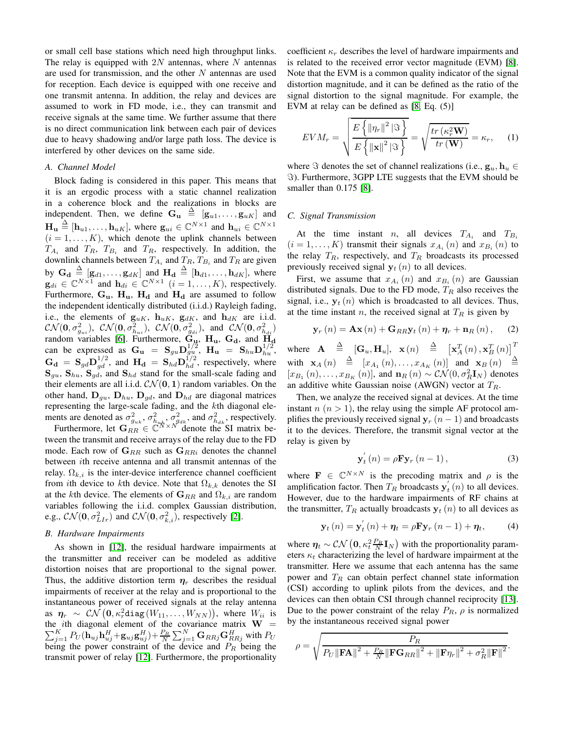or small cell base stations which need high throughput links. The relay is equipped with $2N$ antennas, where $N$ antennas are used for transmission, and the other $N$ antennas are used for reception. Each device is equipped with one receive and one transmit antenna. In addition, the relay and devices are assumed to work in FD mode, i.e., they can transmit and receive signals at the same time. We further assume that there is no direct communication link between each pair of devices due to heavy shadowing and/or large path loss. The device is interfered by other devices on the same side.

### A. Channel Model

Block fading is considered in this paper. This means that it is an ergodic process with a static channel realization in a coherence block and the realizations in blocks are independent. Then, we define $\mathbf{G_u} \triangleq [\mathbf{g}_{u1}, \ldots, \mathbf{g}_{uK}]$ and $\mathbf{H_u} \triangleq [\mathbf{h}_{u1}, \ldots, \mathbf{h}_{uK}]$, where $\mathbf{g}_{ui} \in \mathbb{C}^{N\times 1}$ and $\mathbf{h}_{ui} \in \mathbb{C}^{N\times 1}$ $(i = 1, \ldots, K)$, which denote the uplink channels between $T_{A_i}$ and $T_R$, $T_{B_i}$ and $T_R$, respectively. In addition, the downlink channels between $T_{A_i}$ and $T_R$, $T_{B_i}$ and $T_R$ are given by $\mathbf{G_d} \triangleq [\mathbf{g}_{d1}, \ldots, \mathbf{g}_{dK}]$ and $\mathbf{H_d} \triangleq [\mathbf{h}_{d1}, \ldots, \mathbf{h}_{dK}]$, where $\mathbf{g}_{di} \in \mathbb{C}^{N\times 1}$ and $\mathbf{h}_{di} \in \mathbb{C}^{N\times 1}$ $(i = 1, \ldots, K)$, respectively. Furthermore, $\mathbf{G_u}$, $\mathbf{H_u}$, $\mathbf{H_d}$ and $\mathbf{H_d}$ are assumed to follow the independent identically distributed (i.i.d.) Rayleigh fading, i.e., the elements of $\mathbf{g}_{uK}$, $\mathbf{h}_{uK}$, $\mathbf{g}_{dK}$, and $\mathbf{h}_{dK}$ are i.i.d. $\mathcal{CN}(\mathbf{0}, \sigma_{g_{ui}}^2)$, $\mathcal{CN}(\mathbf{0}, \sigma_{h_{ui}}^2)$, $\mathcal{CN}(\mathbf{0}, \sigma_{g_{di}}^2)$, and $\mathcal{CN}(\mathbf{0}, \sigma_{h_{di}}^2)$ random variables [6]. Furthermore, $\mathbf{G_u}$, $\mathbf{H_u}$, $\mathbf{G_d}$, and $\mathbf{H_d}$ can be expressed as $\mathbf{G_u} = \mathbf{S}_{gu}\mathbf{D}_{gu}^{1/2}$, $\mathbf{H_u} = \mathbf{S}_{hu}\mathbf{D}_{hu}^{1/2}$, $\mathbf{G_d} = \mathbf{S}_{gd}\mathbf{D}_{gd}^{1/2}$, and $\mathbf{H_d} = \mathbf{S}_{hd}\mathbf{D}_{hd}^{1/2}$, respectively, where $\mathbf{S}_{gu}$, $\mathbf{S}_{hu}$, $\mathbf{S}_{gd}$, and $\mathbf{S}_{hd}$ stand for the small-scale fading and their elements are all i.i.d. $\mathcal{CN}(\mathbf{0}, \mathbf{1})$ random variables. On the other hand, $\mathbf{D}_{gu}$, $\mathbf{D}_{hu}$, $\mathbf{D}_{gd}$, and $\mathbf{D}_{hd}$ are diagonal matrices representing the large-scale fading, and the $k$th diagonal elements are denoted as $\sigma_{g_{uk}}^2$, $\sigma_{h_{uk}}^2$, $\sigma_{g_{dk}}^2$, and $\sigma_{h_{dk}}^2$, respectively.

Furthermore, let $\mathbf{G}_{RR} \in \mathbb{C}^{N\times N}$ denote the SI matrix between the transmit and receive arrays of the relay due to the FD mode. Each row of $\mathbf{G}_{RR}$ such as $\mathbf{G}_{RRi}$ denotes the channel between $i$th receive antenna and all transmit antennas of the relay. $\Omega_{k,i}$ is the inter-device interference channel coefficient from $i$th device to $k$th device. Note that $\Omega_{k,k}$ denotes the SI at the $k$th device. The elements of $\mathbf{G}_{RR}$ and $\Omega_{k,i}$ are random variables following the i.i.d. complex Gaussian distribution, e.g., $\mathcal{CN}(\mathbf{0}, \sigma_{LIr}^2)$ and $\mathcal{CN}(\mathbf{0}, \sigma_{k,i}^2)$, respectively [2].

### B. Hardware Impairments

As shown in [12], the residual hardware impairments at the transmitter and receiver can be modeled as additive distortion noises that are proportional to the signal power. Thus, the additive distortion term $\boldsymbol{\eta}_r$ describes the residual impairments of receiver at the relay and is proportional to the instantaneous power of received signals at the relay antenna as $\boldsymbol{\eta}_r \sim \mathcal{CN}\left(\mathbf{0}, \kappa_r^2 \mathtt{diag}\left(W_{11}, \ldots, W_{NN}\right)\right)$, where $W_{ii}$ is the $i$th diagonal element of the covariance matrix $\mathbf{W} = \sum_{j=1}^{K} P_U(\mathbf{h}_{uj}\mathbf{h}_{uj}^H + \mathbf{g}_{uj}\mathbf{g}_{uj}^H) + \frac{P_R}{N}\sum_{j=1}^{N}\mathbf{G}_{RRj}\mathbf{G}_{RRj}^H$ with $P_U$ being the power constraint of the device and $P_R$ being the transmit power of relay [12]. Furthermore, the proportionality coefficient $\kappa_r$ describes the level of hardware impairments and is related to the received error vector magnitude (EVM) [8]. Note that the EVM is a common quality indicator of the signal distortion magnitude, and it can be defined as the ratio of the signal distortion to the signal magnitude. For example, the EVM at relay can be defined as [8, Eq. (5)]

$$EVM_r = \sqrt{\frac{E\left\{\left\|\eta_r\right\|^2 |\Im\right\}}{E\left\{\left\|\mathbf{x}\right\|^2 |\Im\right\}}} = \sqrt{\frac{tr\left(\kappa_r^2 \mathbf{W}\right)}{tr\left(\mathbf{W}\right)}} = \kappa_r, \tag{1}$$

where $\Im$ denotes the set of channel realizations (i.e., $\mathbf{g}_u, \mathbf{h}_u \in \Im$). Furthermore, 3GPP LTE suggests that the EVM should be smaller than 0.175 [8].

### C. Signal Transmission

At the time instant $n$, all devices $T_{A_i}$ and $T_{B_i}$ $(i = 1, \ldots, K)$ transmit their signals $x_{A_i}(n)$ and $x_{B_i}(n)$ to the relay $T_R$, respectively, and $T_R$ broadcasts its processed previously received signal $\mathbf{y}_t(n)$ to all devices.

First, we assume that $x_{A_i}(n)$ and $x_{B_i}(n)$ are Gaussian distributed signals. Due to the FD mode, $T_R$ also receives the signal, i.e., $\mathbf{y}_t(n)$ which is broadcasted to all devices. Thus, at the time instant $n$, the received signal at $T_R$ is given by

$$\mathbf{y}_r(n) = \mathbf{A}\mathbf{x}(n) + \mathbf{G}_{RR}\mathbf{y}_t(n) + \boldsymbol{\eta}_r + \mathbf{n}_R(n), \tag{2}$$

where $\mathbf{A} \triangleq [\mathbf{G}_u, \mathbf{H}_u]$, $\mathbf{x}(n) \triangleq \left[\mathbf{x}_A^T(n), \mathbf{x}_B^T(n)\right]^T$ with $\mathbf{x}_A(n) \triangleq [x_{A_1}(n), \ldots, x_{A_K}(n)]$ and $\mathbf{x}_B(n) \triangleq [x_{B_1}(n), \ldots, x_{B_K}(n)]$, and $\mathbf{n}_R(n) \sim \mathcal{CN}(0, \sigma_R^2\mathbf{I}_N)$ denotes an additive white Gaussian noise (AWGN) vector at $T_R$.

Then, we analyze the received signal at devices. At the time instant $n$ $(n > 1)$, the relay using the simple AF protocol amplifies the previously received signal $\mathbf{y}_r(n-1)$ and broadcasts it to the devices. Therefore, the transmit signal vector at the relay is given by

$$\mathbf{y}_t^{'}(n) = \rho\mathbf{F}\mathbf{y}_r(n-1), \tag{3}$$

where $\mathbf{F} \in \mathbb{C}^{N\times N}$ is the precoding matrix and $\rho$ is the amplification factor. Then $T_R$ broadcasts $\mathbf{y}_t^{'}(n)$ to all devices. However, due to the hardware impairments of RF chains at the transmitter, $T_R$ actually broadcasts $\mathbf{y}_t(n)$ to all devices as

$$\mathbf{y}_t(n) = \mathbf{y}_t^{'}(n) + \boldsymbol{\eta}_t = \rho\mathbf{F}\mathbf{y}_r(n-1) + \boldsymbol{\eta}_t, \tag{4}$$

where $\boldsymbol{\eta}_t \sim \mathcal{CN}\left(\mathbf{0}, \kappa_t^2 \frac{P_R}{N}\mathbf{I}_N\right)$ with the proportionality parameters $\kappa_t$ characterizing the level of hardware impairment at the transmitter. Here we assume that each antenna has the same power and $T_R$ can obtain perfect channel state information (CSI) according to uplink pilots from the devices, and the devices can then obtain CSI through channel reciprocity [13]. Due to the power constraint of the relay $P_R$, $\rho$ is normalized by the instantaneous received signal power

$$\rho = \sqrt{\frac{P_R}{P_U\|\mathbf{F}\mathbf{A}\|^2 + \frac{P_R}{N}\|\mathbf{F}\mathbf{G}_{RR}\|^2 + \|\mathbf{F}\eta_r\|^2 + \sigma_R^2\|\mathbf{F}\|^2}}.$$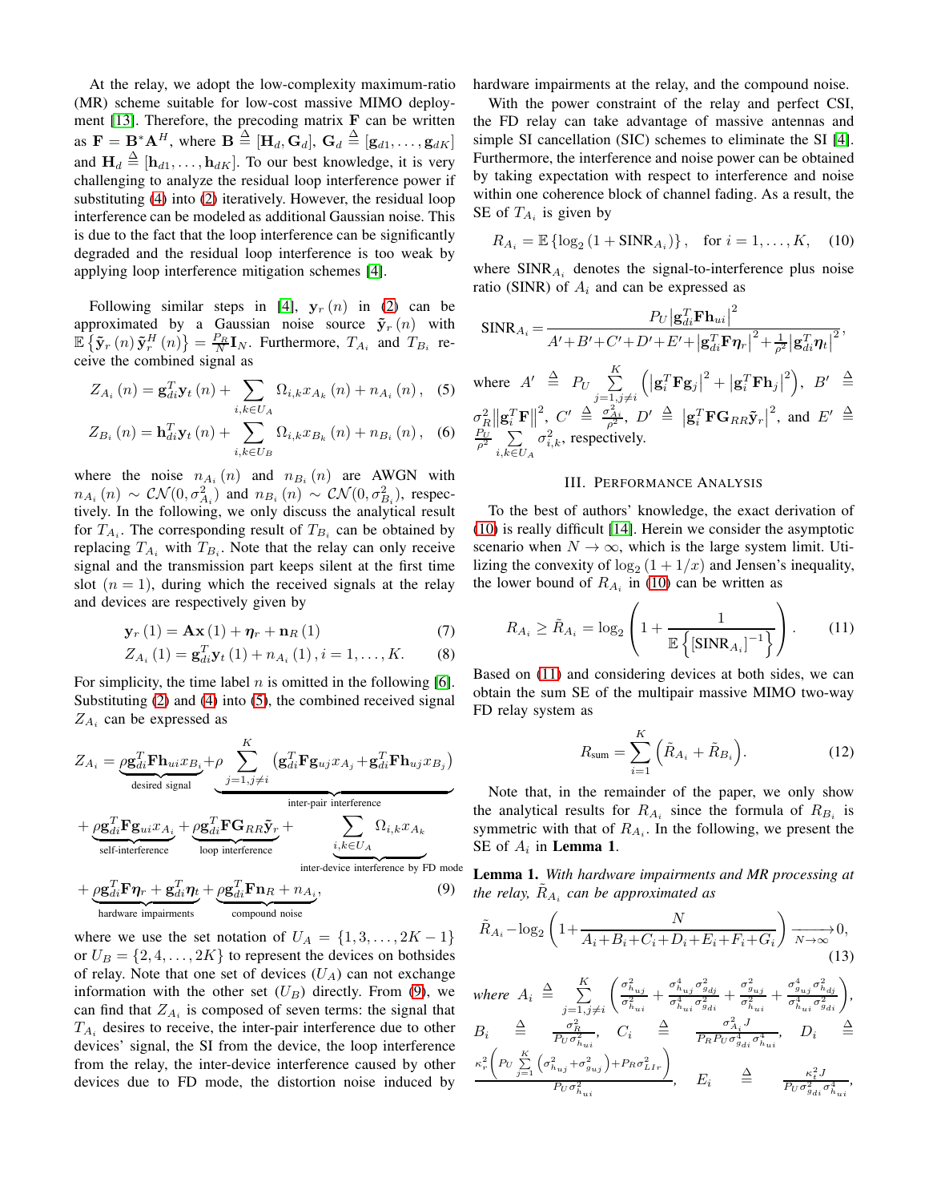At the relay, we adopt the low-complexity maximum-ratio (MR) scheme suitable for low-cost massive MIMO deployment [13]. Therefore, the precoding matrix $\mathbf{F}$ can be written as $\mathbf{F} = \mathbf{B}^{*}\mathbf{A}^{H}$, where $\mathbf{B} \triangleq [\mathbf{H}_d, \mathbf{G}_d]$, $\mathbf{G}_d \triangleq [\mathbf{g}_{d1}, \ldots, \mathbf{g}_{dK}]$ and $\mathbf{H}_d \triangleq [\mathbf{h}_{d1}, \ldots, \mathbf{h}_{dK}]$. To our best knowledge, it is very challenging to analyze the residual loop interference power if substituting (4) into (2) iteratively. However, the residual loop interference can be modeled as additional Gaussian noise. This is due to the fact that the loop interference can be significantly degraded and the residual loop interference is too weak by applying loop interference mitigation schemes [4].

Following similar steps in [4], $\mathbf{y}_r(n)$ in (2) can be approximated by a Gaussian noise source $\tilde{\mathbf{y}}_r(n)$ with $\mathbb{E}\left\{\tilde{\mathbf{y}}_r(n)\tilde{\mathbf{y}}_r^H(n)\right\} = \frac{P_R}{N}\mathbf{I}_N$. Furthermore, $T_{A_i}$ and $T_{B_i}$ receive the combined signal as

$$Z_{A_i}(n) = \mathbf{g}_{di}^T\mathbf{y}_t(n) + \sum_{i,k\in U_A}\Omega_{i,k}x_{A_k}(n) + n_{A_i}(n), \quad (5)$$

$$Z_{B_i}(n) = \mathbf{h}_{di}^T\mathbf{y}_t(n) + \sum_{i,k\in U_B}\Omega_{i,k}x_{B_k}(n) + n_{B_i}(n), \quad (6)$$

where the noise $n_{A_i}(n)$ and $n_{B_i}(n)$ are AWGN with $n_{A_i}(n) \sim \mathcal{CN}(0, \sigma_{A_i}^2)$ and $n_{B_i}(n) \sim \mathcal{CN}(0, \sigma_{B_i}^2)$, respectively. In the following, we only discuss the analytical result for $T_{A_i}$. The corresponding result of $T_{B_i}$ can be obtained by replacing $T_{A_i}$ with $T_{B_i}$. Note that the relay can only receive signal and the transmission part keeps silent at the first time slot ($n = 1$), during which the received signals at the relay and devices are respectively given by

$$\mathbf{y}_r(1) = \mathbf{A}\mathbf{x}(1) + \boldsymbol{\eta}_r + \mathbf{n}_R(1) \quad (7)$$

$$Z_{A_i}(1) = \mathbf{g}_{di}^T\mathbf{y}_t(1) + n_{A_i}(1), i = 1, \ldots, K. \quad (8)$$

For simplicity, the time label $n$ is omitted in the following [6]. Substituting (2) and (4) into (5), the combined received signal $Z_{A_i}$ can be expressed as

$$\begin{aligned} Z_{A_i} = & \underbrace{\rho\mathbf{g}_{di}^T\mathbf{F}\mathbf{h}_{ui}x_{B_i}}_{\text{desired signal}} + \underbrace{\rho\sum_{j=1,j\neq i}^{K}\left(\mathbf{g}_{di}^T\mathbf{F}\mathbf{g}_{uj}x_{A_j} + \mathbf{g}_{di}^T\mathbf{F}\mathbf{h}_{uj}x_{B_j}\right)}_{\text{inter-pair interference}} \\ & + \underbrace{\rho\mathbf{g}_{di}^T\mathbf{F}\mathbf{g}_{ui}x_{A_i}}_{\text{self-interference}} + \underbrace{\rho\mathbf{g}_{di}^T\mathbf{F}\mathbf{G}_{RR}\tilde{\mathbf{y}}_r}_{\text{loop interference}} + \underbrace{\sum_{i,k\in U_A}\Omega_{i,k}x_{A_k}}_{\text{inter-device interference by FD mode}} \\ & + \underbrace{\rho\mathbf{g}_{di}^T\mathbf{F}\boldsymbol{\eta}_r + \mathbf{g}_{di}^T\boldsymbol{\eta}_t}_{\text{hardware impairments}} + \underbrace{\rho\mathbf{g}_{di}^T\mathbf{F}\mathbf{n}_R + n_{A_i}}_{\text{compound noise}}, \end{aligned} \quad (9)$$

where we use the set notation of $U_A = \{1, 3, \ldots, 2K-1\}$ or $U_B = \{2, 4, \ldots, 2K\}$ to represent the devices on bothsides of relay. Note that one set of devices ($U_A$) can not exchange information with the other set ($U_B$) directly. From (9), we can find that $Z_{A_i}$ is composed of seven terms: the signal that $T_{A_i}$ desires to receive, the inter-pair interference due to other devices' signal, the SI from the device, the loop interference from the relay, the inter-device interference caused by other devices due to FD mode, the distortion noise induced by hardware impairments at the relay, and the compound noise.

With the power constraint of the relay and perfect CSI, the FD relay can take advantage of massive antennas and simple SI cancellation (SIC) schemes to eliminate the SI [4]. Furthermore, the interference and noise power can be obtained by taking expectation with respect to interference and noise within one coherence block of channel fading. As a result, the SE of $T_{A_i}$ is given by

$$R_{A_i} = \mathbb{E}\left\{\log_2\left(1 + \text{SINR}_{A_i}\right)\right\}, \quad \text{for } i = 1, \ldots, K, \quad (10)$$

where $\text{SINR}_{A_i}$ denotes the signal-to-interference plus noise ratio (SINR) of $A_i$ and can be expressed as

$$\text{SINR}_{A_i} = \frac{P_U\left|\mathbf{g}_{di}^T\mathbf{F}\mathbf{h}_{ui}\right|^2}{A' + B' + C' + D' + E' + \left|\mathbf{g}_{di}^T\mathbf{F}\boldsymbol{\eta}_r\right|^2 + \frac{1}{\rho^2}\left|\mathbf{g}_{di}^T\boldsymbol{\eta}_t\right|^2},$$

where $A' \triangleq P_U\sum_{j=1,j\neq i}^{K}\left(\left|\mathbf{g}_i^T\mathbf{F}\mathbf{g}_j\right|^2 + \left|\mathbf{g}_i^T\mathbf{F}\mathbf{h}_j\right|^2\right)$, $B' \triangleq \sigma_R^2\left\|\mathbf{g}_i^T\mathbf{F}\right\|^2$, $C' \triangleq \frac{\sigma_{A_i}^2}{\rho^2}$, $D' \triangleq \left|\mathbf{g}_i^T\mathbf{F}\mathbf{G}_{RR}\tilde{\mathbf{y}}_r\right|^2$, and $E' \triangleq \frac{P_U}{\rho^2}\sum_{i,k\in U_A}\sigma_{i,k}^2$, respectively.

## III. Performance Analysis

To the best of authors' knowledge, the exact derivation of (10) is really difficult [14]. Herein we consider the asymptotic scenario when $N \to \infty$, which is the large system limit. Utilizing the convexity of $\log_2(1 + 1/x)$ and Jensen's inequality, the lower bound of $R_{A_i}$ in (10) can be written as

$$R_{A_i} \geq \tilde{R}_{A_i} = \log_2\left(1 + \frac{1}{\mathbb{E}\left\{\left[\text{SINR}_{A_i}\right]^{-1}\right\}}\right). \quad (11)$$

Based on (11) and considering devices at both sides, we can obtain the sum SE of the multipair massive MIMO two-way FD relay system as

$$R_{\text{sum}} = \sum_{i=1}^{K}\left(\tilde{R}_{A_i} + \tilde{R}_{B_i}\right). \quad (12)$$

Note that, in the remainder of the paper, we only show the analytical results for $R_{A_i}$ since the formula of $R_{B_i}$ is symmetric with that of $R_{A_i}$. In the following, we present the SE of $A_i$ in **Lemma 1**.

**Lemma 1.** *With hardware impairments and MR processing at the relay, $\tilde{R}_{A_i}$ can be approximated as*

$$\tilde{R}_{A_i} - \log_2\left(1 + \frac{N}{A_i + B_i + C_i + D_i + E_i + F_i + G_i}\right) \xrightarrow[N\to\infty]{} 0, \quad (13)$$

*where* $A_i \triangleq \sum_{j=1,j\neq i}^{K}\left(\frac{\sigma_{h_{uj}}^2}{\sigma_{h_{ui}}^2} + \frac{\sigma_{h_{uj}}^4\sigma_{g_{dj}}^2}{\sigma_{h_{ui}}^4\sigma_{g_{di}}^2} + \frac{\sigma_{g_{uj}}^2}{\sigma_{h_{ui}}^2} + \frac{\sigma_{g_{uj}}^4\sigma_{h_{dj}}^2}{\sigma_{h_{ui}}^4\sigma_{g_{di}}^2}\right)$, $B_i \triangleq \frac{\sigma_R^2}{P_U\sigma_{h_{ui}}^2}$, $C_i \triangleq \frac{\sigma_{A_i}^2 J}{P_R P_U\sigma_{g_{di}}^4\sigma_{h_{ui}}^4}$, $D_i \triangleq \frac{\kappa_r^2\left(P_U\sum_{j=1}^{K}\left(\sigma_{h_{uj}}^2 + \sigma_{g_{uj}}^2\right) + P_R\sigma_{LIr}^2\right)}{P_U\sigma_{h_{ui}}^2}$, $E_i \triangleq \frac{\kappa_t^2 J}{P_U\sigma_{g_{di}}^2\sigma_{h_{ui}}^4}$,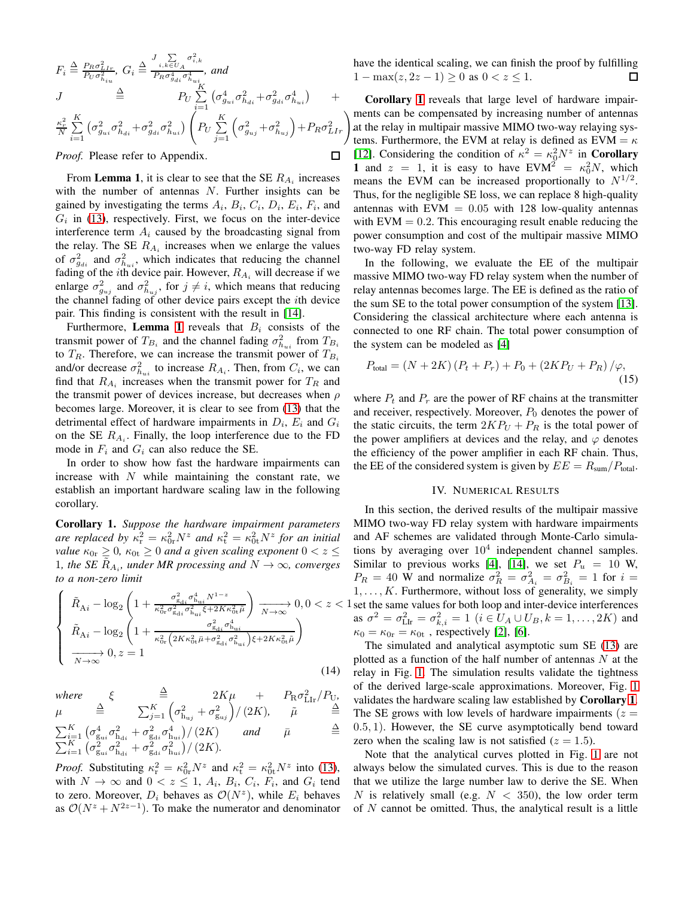$F_i \triangleq \frac{P_R \sigma_{LIr}^2}{P_U \sigma_{h_{iu}}^2}$, $G_i \triangleq \frac{J \sum_{i,k \in U_A} \sigma_{i,k}^2}{P_R \sigma_{g_{di}}^4 \sigma_{h_{ui}}^4}$, *and*

$$J \triangleq P_U \sum_{i=1}^{K} \left(\sigma_{g_{ui}}^4 \sigma_{h_{di}}^2 + \sigma_{g_{di}}^2 \sigma_{h_{ui}}^4\right) + \frac{\kappa_r^2}{N} \sum_{i=1}^{K} \left(\sigma_{g_{ui}}^2 \sigma_{h_{di}}^2 + \sigma_{g_{di}}^2 \sigma_{h_{ui}}^2\right) \left(P_U \sum_{j=1}^{K} \left(\sigma_{g_{uj}}^2 + \sigma_{h_{uj}}^2\right) + P_R \sigma_{LIr}^2\right)$$

*Proof.* Please refer to Appendix. ∎

From **Lemma 1**, it is clear to see that the SE $R_{A_i}$ increases with the number of antennas $N$. Further insights can be gained by investigating the terms $A_i$, $B_i$, $C_i$, $D_i$, $E_i$, $F_i$, and $G_i$ in (13), respectively. First, we focus on the inter-device interference term $A_i$ caused by the broadcasting signal from the relay. The SE $R_{A_i}$ increases when we enlarge the values of $\sigma_{g_{di}}^2$ and $\sigma_{h_{ui}}^2$, which indicates that reducing the channel fading of the $i$th device pair. However, $R_{A_i}$ will decrease if we enlarge $\sigma_{g_{uj}}^2$ and $\sigma_{h_{uj}}^2$, for $j \neq i$, which means that reducing the channel fading of other device pairs except the $i$th device pair. This finding is consistent with the result in [14].

Furthermore, **Lemma 1** reveals that $B_i$ consists of the transmit power of $T_{B_i}$ and the channel fading $\sigma_{h_{ui}}^2$ from $T_{B_i}$ to $T_R$. Therefore, we can increase the transmit power of $T_{B_i}$ and/or decrease $\sigma_{h_{ui}}^2$ to increase $R_{A_i}$. Then, from $C_i$, we can find that $R_{A_i}$ increases when the transmit power for $T_R$ and the transmit power of devices increase, but decreases when $\rho$ becomes large. Moreover, it is clear to see from (13) that the detrimental effect of hardware impairments in $D_i$, $E_i$ and $G_i$ on the SE $R_{A_i}$. Finally, the loop interference due to the FD mode in $F_i$ and $G_i$ can also reduce the SE.

In order to show how fast the hardware impairments can increase with $N$ while maintaining the constant rate, we establish an important hardware scaling law in the following corollary.

**Corollary 1.** *Suppose the hardware impairment parameters are replaced by $\kappa_r^2 = \kappa_{0r}^2 N^z$ and $\kappa_t^2 = \kappa_{0t}^2 N^z$ for an initial value $\kappa_{0r} \geq 0$, $\kappa_{0t} \geq 0$ and a given scaling exponent $0 < z \leq 1$, the SE $\tilde{R}_{A_i}$, under MR processing and $N \to \infty$, converges to a non-zero limit*

$$\begin{cases} \tilde{R}_{Ai} - \log_2\left(1 + \frac{\sigma_{g_{di}}^2 \sigma_{h_{ui}}^4 N^{1-z}}{\kappa_{0r}^2 \sigma_{g_{di}}^2 \sigma_{h_{ui}}^2 \xi + 2K\kappa_{0t}^2 \tilde{\mu}}\right) \xrightarrow[N\to\infty]{} 0, 0 < z < 1 \\ \tilde{R}_{Ai} - \log_2\left(1 + \frac{\sigma_{g_{di}}^2 \sigma_{h_{ui}}^4}{\kappa_{0r}^2 \left(2K\kappa_{0t}^2 \bar{\mu} + \sigma_{g_{di}}^2 \sigma_{h_{ui}}^2\right)\xi + 2K\kappa_{0t}^2 \tilde{\mu}}\right) \\ \xrightarrow[N\to\infty]{} 0, z = 1 \end{cases} \quad (14)$$

*where* $\xi \triangleq 2K\mu + P_R \sigma_{LIr}^2 / P_U$, $\mu \triangleq \sum_{j=1}^{K} \left(\sigma_{h_{uj}}^2 + \sigma_{g_{uj}}^2\right) / (2K)$, $\tilde{\mu} \triangleq \sum_{i=1}^{K} \left(\sigma_{g_{ui}}^4 \sigma_{h_{di}}^2 + \sigma_{g_{di}}^2 \sigma_{h_{ui}}^4\right) / (2K)$ *and* $\bar{\mu} \triangleq \sum_{i=1}^{K} \left(\sigma_{g_{ui}}^2 \sigma_{h_{di}}^2 + \sigma_{g_{di}}^2 \sigma_{h_{ui}}^2\right) / (2K)$.

*Proof.* Substituting $\kappa_r^2 = \kappa_{0r}^2 N^z$ and $\kappa_t^2 = \kappa_{0t}^2 N^z$ into (13), with $N \to \infty$ and $0 < z \leq 1$, $A_i$, $B_i$, $C_i$, $F_i$, and $G_i$ tend to zero. Moreover, $D_i$ behaves as $\mathcal{O}(N^z)$, while $E_i$ behaves as $\mathcal{O}(N^z + N^{2z-1})$. To make the numerator and denominator have the identical scaling, we can finish the proof by fulfilling $1 - \max(z, 2z-1) \geq 0$ as $0 < z \leq 1$. ∎

**Corollary 1** reveals that large level of hardware impairments can be compensated by increasing number of antennas at the relay in multipair massive MIMO two-way relaying systems. Furthermore, the EVM at relay is defined as EVM $= \kappa$ [12]. Considering the condition of $\kappa^2 = \kappa_0^2 N^z$ in **Corollary 1** and $z = 1$, it is easy to have EVM$^2 = \kappa_0^2 N$, which means the EVM can be increased proportionally to $N^{1/2}$. Thus, for the negligible SE loss, we can replace 8 high-quality antennas with EVM $= 0.05$ with 128 low-quality antennas with EVM $= 0.2$. This encouraging result enable reducing the power consumption and cost of the multipair massive MIMO two-way FD relay system.

In the following, we evaluate the EE of the multipair massive MIMO two-way FD relay system when the number of relay antennas becomes large. The EE is defined as the ratio of the sum SE to the total power consumption of the system [13]. Considering the classical architecture where each antenna is connected to one RF chain. The total power consumption of the system can be modeled as [4]

$$P_{\text{total}} = (N + 2K)(P_t + P_r) + P_0 + (2KP_U + P_R)/\varphi, \quad (15)$$

where $P_t$ and $P_r$ are the power of RF chains at the transmitter and receiver, respectively. Moreover, $P_0$ denotes the power of the static circuits, the term $2KP_U + P_R$ is the total power of the power amplifiers at devices and the relay, and $\varphi$ denotes the efficiency of the power amplifier in each RF chain. Thus, the EE of the considered system is given by $EE = R_{\text{sum}}/P_{\text{total}}$.

## IV. Numerical Results

In this section, the derived results of the multipair massive MIMO two-way FD relay system with hardware impairments and AF schemes are validated through Monte-Carlo simulations by averaging over $10^4$ independent channel samples. Similar to previous works [4], [14], we set $P_u = 10$ W, $P_R = 40$ W and normalize $\sigma_R^2 = \sigma_{A_i}^2 = \sigma_{B_i}^2 = 1$ for $i = 1, \ldots, K$. Furthermore, without loss of generality, we simply set the same values for both loop and inter-device interferences as $\sigma^2 = \sigma_{\text{LIr}}^2 = \sigma_{k,i}^2 = 1$ ($i \in U_A \cup U_B, k = 1, \ldots, 2K$) and $\kappa_0 = \kappa_{0r} = \kappa_{0t}$ , respectively [2], [6].

The simulated and analytical asymptotic sum SE (13) are plotted as a function of the half number of antennas $N$ at the relay in Fig. 1. The simulation results validate the tightness of the derived large-scale approximations. Moreover, Fig. 1 validates the hardware scaling law established by **Corollary 1**. The SE grows with low levels of hardware impairments ($z = 0.5, 1$). However, the SE curve asymptotically bend toward zero when the scaling law is not satisfied ($z = 1.5$).

Note that the analytical curves plotted in Fig. 1 are not always below the simulated curves. This is due to the reason that we utilize the large number law to derive the SE. When $N$ is relatively small (e.g. $N < 350$), the low order term of $N$ cannot be omitted. Thus, the analytical result is a little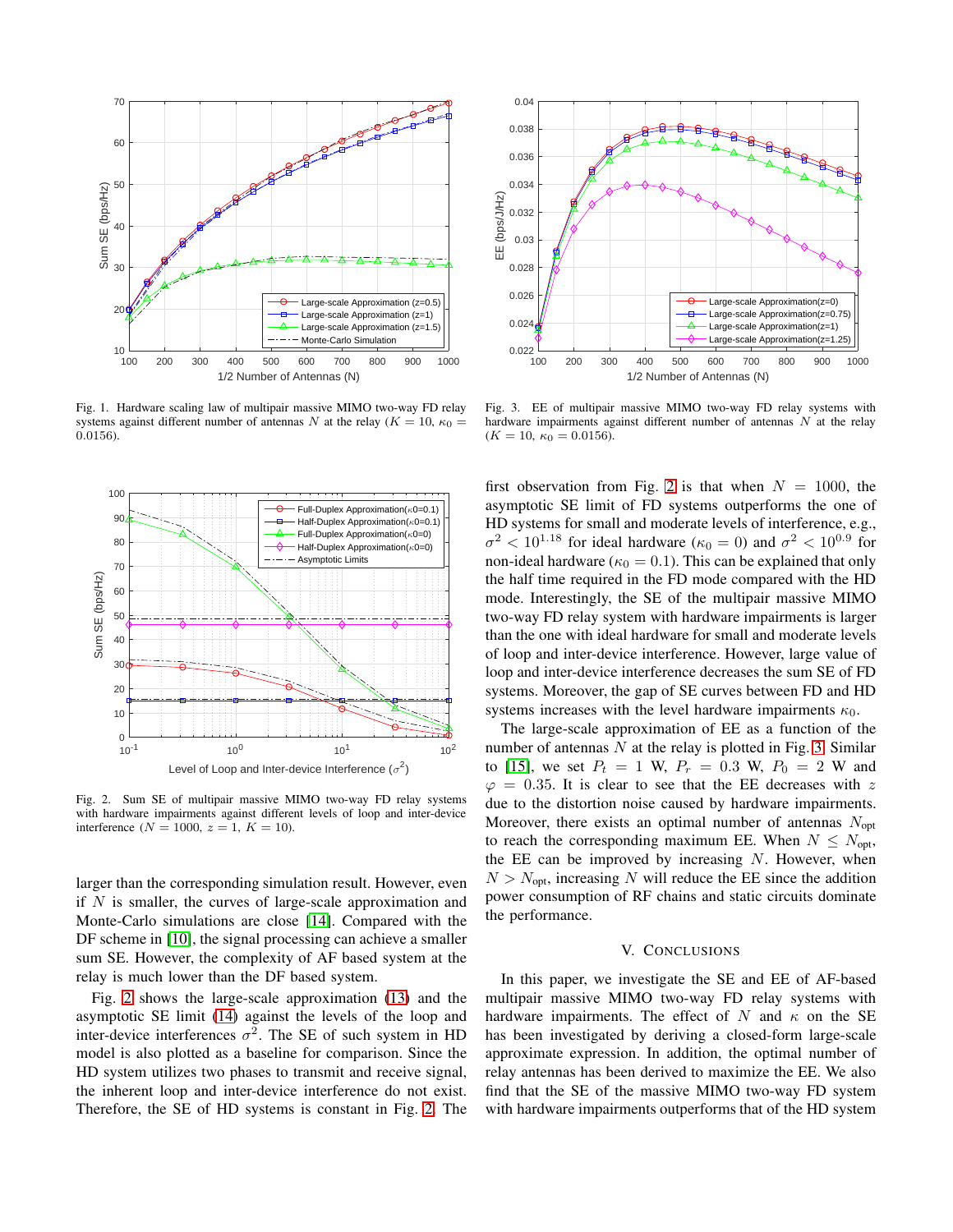Fig. 1. Hardware scaling law of multipair massive MIMO two-way FD relay systems against different number of antennas $N$ at the relay ($K = 10$, $\kappa_0 = 0.0156$).

Fig. 3. EE of multipair massive MIMO two-way FD relay systems with hardware impairments against different number of antennas $N$ at the relay ($K = 10$, $\kappa_0 = 0.0156$).

Fig. 2. Sum SE of multipair massive MIMO two-way FD relay systems with hardware impairments against different levels of loop and inter-device interference ($N = 1000$, $z = 1$, $K = 10$).

larger than the corresponding simulation result. However, even if $N$ is smaller, the curves of large-scale approximation and Monte-Carlo simulations are close [14]. Compared with the DF scheme in [10], the signal processing can achieve a smaller sum SE. However, the complexity of AF based system at the relay is much lower than the DF based system.

Fig. 2 shows the large-scale approximation (13) and the asymptotic SE limit (14) against the levels of the loop and inter-device interferences $\sigma^2$. The SE of such system in HD model is also plotted as a baseline for comparison. Since the HD system utilizes two phases to transmit and receive signal, the inherent loop and inter-device interference do not exist. Therefore, the SE of HD systems is constant in Fig. 2. The first observation from Fig. 2 is that when $N = 1000$, the asymptotic SE limit of FD systems outperforms the one of HD systems for small and moderate levels of interference, e.g., $\sigma^2 < 10^{1.18}$ for ideal hardware ($\kappa_0 = 0$) and $\sigma^2 < 10^{0.9}$ for non-ideal hardware ($\kappa_0 = 0.1$). This can be explained that only the half time required in the FD mode compared with the HD mode. Interestingly, the SE of the multipair massive MIMO two-way FD relay system with hardware impairments is larger than the one with ideal hardware for small and moderate levels of loop and inter-device interference. However, large value of loop and inter-device interference decreases the sum SE of FD systems. Moreover, the gap of SE curves between FD and HD systems increases with the level hardware impairments $\kappa_0$.

The large-scale approximation of EE as a function of the number of antennas $N$ at the relay is plotted in Fig. 3. Similar to [15], we set $P_t = 1$ W, $P_r = 0.3$ W, $P_0 = 2$ W and $\varphi = 0.35$. It is clear to see that the EE decreases with $z$ due to the distortion noise caused by hardware impairments. Moreover, there exists an optimal number of antennas $N_{\text{opt}}$ to reach the corresponding maximum EE. When $N \leq N_{\text{opt}}$, the EE can be improved by increasing $N$. However, when $N > N_{\text{opt}}$, increasing $N$ will reduce the EE since the addition power consumption of RF chains and static circuits dominate the performance.

## V. Conclusions

In this paper, we investigate the SE and EE of AF-based multipair massive MIMO two-way FD relay systems with hardware impairments. The effect of $N$ and $\kappa$ on the SE has been investigated by deriving a closed-form large-scale approximate expression. In addition, the optimal number of relay antennas has been derived to maximize the EE. We also find that the SE of the massive MIMO two-way FD system with hardware impairments outperforms that of the HD system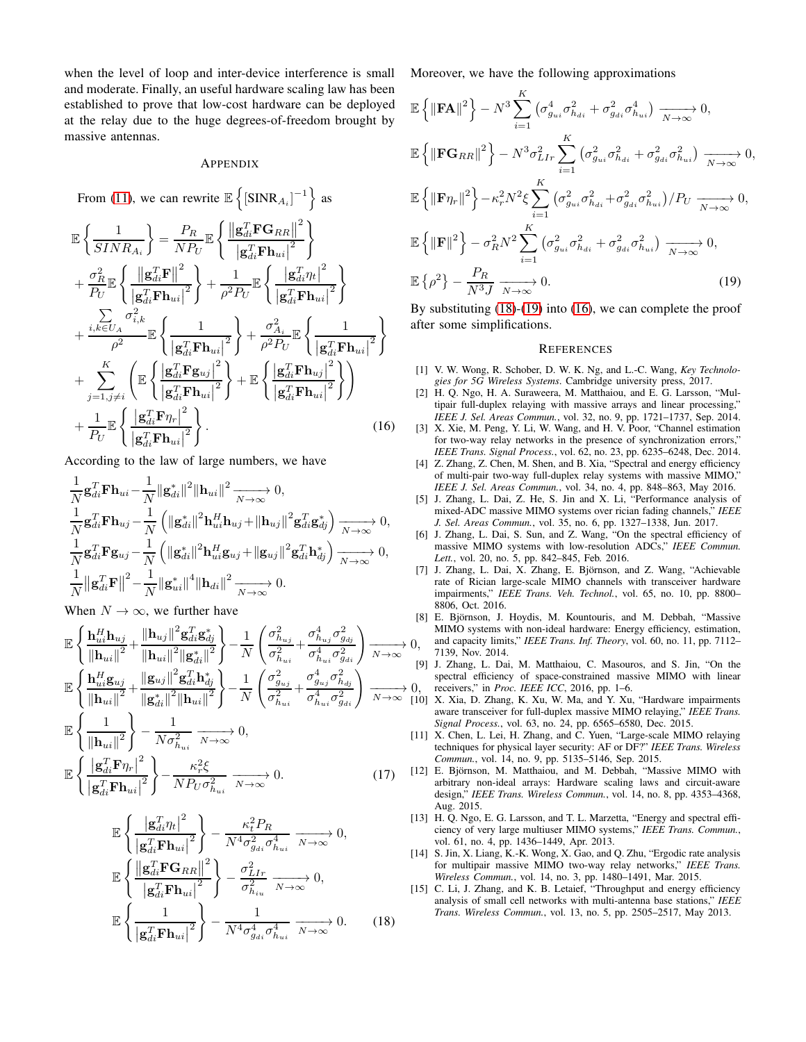when the level of loop and inter-device interference is small and moderate. Finally, an useful hardware scaling law has been established to prove that low-cost hardware can be deployed at the relay due to the huge degrees-of-freedom brought by massive antennas.

## APPENDIX

From (11), we can rewrite $\mathbb{E}\left\{[\mathrm{SINR}_{A_i}]^{-1}\right\}$ as

$$
\begin{aligned}
&\mathbb{E}\left\{\frac{1}{SINR_{A_i}}\right\} = \frac{P_R}{NP_U}\mathbb{E}\left\{\frac{\left\|\mathbf{g}_{di}^T\mathbf{F}\mathbf{G}_{RR}\right\|^2}{\left|\mathbf{g}_{di}^T\mathbf{F}\mathbf{h}_{ui}\right|^2}\right\} \\
&+\frac{\sigma_R^2}{P_U}\mathbb{E}\left\{\frac{\left\|\mathbf{g}_{di}^T\mathbf{F}\right\|^2}{\left|\mathbf{g}_{di}^T\mathbf{F}\mathbf{h}_{ui}\right|^2}\right\} + \frac{1}{\rho^2 P_U}\mathbb{E}\left\{\frac{\left|\mathbf{g}_{di}^T\eta_t\right|^2}{\left|\mathbf{g}_{di}^T\mathbf{F}\mathbf{h}_{ui}\right|^2}\right\} \\
&+\frac{\sum\limits_{i,k\in U_A}\sigma_{i,k}^2}{\rho^2}\mathbb{E}\left\{\frac{1}{\left|\mathbf{g}_{di}^T\mathbf{F}\mathbf{h}_{ui}\right|^2}\right\} + \frac{\sigma_{A_i}^2}{\rho^2 P_U}\mathbb{E}\left\{\frac{1}{\left|\mathbf{g}_{di}^T\mathbf{F}\mathbf{h}_{ui}\right|^2}\right\} \\
&+\sum_{j=1,j\neq i}^{K}\left(\mathbb{E}\left\{\frac{\left|\mathbf{g}_{di}^T\mathbf{F}\mathbf{g}_{uj}\right|^2}{\left|\mathbf{g}_{di}^T\mathbf{F}\mathbf{h}_{ui}\right|^2}\right\}+\mathbb{E}\left\{\frac{\left|\mathbf{g}_{di}^T\mathbf{F}\mathbf{h}_{uj}\right|^2}{\left|\mathbf{g}_{di}^T\mathbf{F}\mathbf{h}_{ui}\right|^2}\right\}\right) \\
&+\frac{1}{P_U}\mathbb{E}\left\{\frac{\left|\mathbf{g}_{di}^T\mathbf{F}\eta_r\right|^2}{\left|\mathbf{g}_{di}^T\mathbf{F}\mathbf{h}_{ui}\right|^2}\right\}.
\end{aligned} \tag{16}
$$

According to the law of large numbers, we have

$$
\begin{aligned}
&\frac{1}{N}\mathbf{g}_{di}^T\mathbf{F}\mathbf{h}_{ui} - \frac{1}{N}\|\mathbf{g}_{di}^*\|^2\|\mathbf{h}_{ui}\|^2 \xrightarrow[N\to\infty]{} 0, \\
&\frac{1}{N}\mathbf{g}_{di}^T\mathbf{F}\mathbf{h}_{uj} - \frac{1}{N}\left(\|\mathbf{g}_{di}^*\|^2\mathbf{h}_{ui}^H\mathbf{h}_{uj} + \|\mathbf{h}_{uj}\|^2\mathbf{g}_{di}^T\mathbf{g}_{dj}^*\right) \xrightarrow[N\to\infty]{} 0, \\
&\frac{1}{N}\mathbf{g}_{di}^T\mathbf{F}\mathbf{g}_{uj} - \frac{1}{N}\left(\|\mathbf{g}_{di}^*\|^2\mathbf{h}_{ui}^H\mathbf{g}_{uj} + \|\mathbf{g}_{uj}\|^2\mathbf{g}_{di}^T\mathbf{h}_{dj}^*\right) \xrightarrow[N\to\infty]{} 0, \\
&\frac{1}{N}\left\|\mathbf{g}_{di}^T\mathbf{F}\right\|^2 - \frac{1}{N}\|\mathbf{g}_{ui}^*\|^4\|\mathbf{h}_{di}\|^2 \xrightarrow[N\to\infty]{} 0.
\end{aligned}
$$

When $N\to\infty$, we further have

$$
\begin{aligned}
&\mathbb{E}\left\{\frac{\mathbf{h}_{ui}^H\mathbf{h}_{uj}}{\|\mathbf{h}_{ui}\|^2} + \frac{\|\mathbf{h}_{uj}\|^2\mathbf{g}_{di}^T\mathbf{g}_{dj}^*}{\|\mathbf{h}_{ui}\|^2\|\mathbf{g}_{di}^*\|^2}\right\} - \frac{1}{N}\left(\frac{\sigma_{h_{uj}}^2}{\sigma_{h_{ui}}^2} + \frac{\sigma_{h_{uj}}^4\sigma_{g_{dj}}^2}{\sigma_{h_{ui}}^4\sigma_{g_{di}}^2}\right) \xrightarrow[N\to\infty]{} 0, \\
&\mathbb{E}\left\{\frac{\mathbf{h}_{ui}^H\mathbf{g}_{uj}}{\|\mathbf{h}_{ui}\|^2} + \frac{\|\mathbf{g}_{uj}\|^2\mathbf{g}_{di}^T\mathbf{h}_{dj}^*}{\|\mathbf{g}_{di}^*\|^2\|\mathbf{h}_{ui}\|^2}\right\} - \frac{1}{N}\left(\frac{\sigma_{g_{uj}}^2}{\sigma_{h_{ui}}^2} + \frac{\sigma_{g_{uj}}^4\sigma_{h_{dj}}^2}{\sigma_{h_{ui}}^4\sigma_{g_{di}}^2}\right) \xrightarrow[N\to\infty]{} 0, \\
&\mathbb{E}\left\{\frac{1}{\|\mathbf{h}_{ui}\|^2}\right\} - \frac{1}{N\sigma_{h_{ui}}^2} \xrightarrow[N\to\infty]{} 0, \\
&\mathbb{E}\left\{\frac{\left|\mathbf{g}_{di}^T\mathbf{F}\eta_r\right|^2}{\left|\mathbf{g}_{di}^T\mathbf{F}\mathbf{h}_{ui}\right|^2}\right\} - \frac{\kappa_r^2\xi}{NP_U\sigma_{h_{ui}}^2} \xrightarrow[N\to\infty]{} 0.
\end{aligned} \tag{17}
$$

$$
\begin{aligned}
&\mathbb{E}\left\{\frac{\left|\mathbf{g}_{di}^T\eta_t\right|^2}{\left|\mathbf{g}_{di}^T\mathbf{F}\mathbf{h}_{ui}\right|^2}\right\} - \frac{\kappa_t^2 P_R}{N^4\sigma_{g_{di}}^2\sigma_{h_{ui}}^4} \xrightarrow[N\to\infty]{} 0, \\
&\mathbb{E}\left\{\frac{\left\|\mathbf{g}_{di}^T\mathbf{F}\mathbf{G}_{RR}\right\|^2}{\left|\mathbf{g}_{di}^T\mathbf{F}\mathbf{h}_{ui}\right|^2}\right\} - \frac{\sigma_{LIr}^2}{\sigma_{h_{iu}}^2} \xrightarrow[N\to\infty]{} 0, \\
&\mathbb{E}\left\{\frac{1}{\left|\mathbf{g}_{di}^T\mathbf{F}\mathbf{h}_{ui}\right|^2}\right\} - \frac{1}{N^4\sigma_{g_{di}}^4\sigma_{h_{ui}}^4} \xrightarrow[N\to\infty]{} 0.
\end{aligned} \tag{18}
$$

Moreover, we have the following approximations

$$
\begin{aligned}
&\mathbb{E}\left\{\|\mathbf{F}\mathbf{A}\|^2\right\} - N^3\sum_{i=1}^{K}\left(\sigma_{g_{ui}}^4\sigma_{h_{di}}^2 + \sigma_{g_{di}}^2\sigma_{h_{ui}}^4\right) \xrightarrow[N\to\infty]{} 0, \\
&\mathbb{E}\left\{\|\mathbf{F}\mathbf{G}_{RR}\|^2\right\} - N^3\sigma_{LIr}^2\sum_{i=1}^{K}\left(\sigma_{g_{ui}}^2\sigma_{h_{di}}^2 + \sigma_{g_{di}}^2\sigma_{h_{ui}}^2\right) \xrightarrow[N\to\infty]{} 0, \\
&\mathbb{E}\left\{\|\mathbf{F}\eta_r\|^2\right\} - \kappa_r^2N^2\xi\sum_{i=1}^{K}\left(\sigma_{g_{ui}}^2\sigma_{h_{di}}^2 + \sigma_{g_{di}}^2\sigma_{h_{ui}}^2\right)/P_U \xrightarrow[N\to\infty]{} 0, \\
&\mathbb{E}\left\{\|\mathbf{F}\|^2\right\} - \sigma_R^2N^2\sum_{i=1}^{K}\left(\sigma_{g_{ui}}^2\sigma_{h_{di}}^2 + \sigma_{g_{di}}^2\sigma_{h_{ui}}^2\right) \xrightarrow[N\to\infty]{} 0, \\
&\mathbb{E}\left\{\rho^2\right\} - \frac{P_R}{N^3J} \xrightarrow[N\to\infty]{} 0.
\end{aligned} \tag{19}
$$

By substituting (18)-(19) into (16), we can complete the proof after some simplifications.

## REFERENCES

[1] V. W. Wong, R. Schober, D. W. K. Ng, and L.-C. Wang, *Key Technologies for 5G Wireless Systems*. Cambridge university press, 2017.

[2] H. Q. Ngo, H. A. Suraweera, M. Matthaiou, and E. G. Larsson, "Multipair full-duplex relaying with massive arrays and linear processing," *IEEE J. Sel. Areas Commun.*, vol. 32, no. 9, pp. 1721–1737, Sep. 2014.

[3] X. Xie, M. Peng, Y. Li, W. Wang, and H. V. Poor, "Channel estimation for two-way relay networks in the presence of synchronization errors," *IEEE Trans. Signal Process.*, vol. 62, no. 23, pp. 6235–6248, Dec. 2014.

[4] Z. Zhang, Z. Chen, M. Shen, and B. Xia, "Spectral and energy efficiency of multi-pair two-way full-duplex relay systems with massive MIMO," *IEEE J. Sel. Areas Commun.*, vol. 34, no. 4, pp. 848–863, May 2016.

[5] J. Zhang, L. Dai, Z. He, S. Jin and X. Li, "Performance analysis of mixed-ADC massive MIMO systems over rician fading channels," *IEEE J. Sel. Areas Commun.*, vol. 35, no. 6, pp. 1327–1338, Jun. 2017.

[6] J. Zhang, L. Dai, S. Sun, and Z. Wang, "On the spectral efficiency of massive MIMO systems with low-resolution ADCs," *IEEE Commun. Lett.*, vol. 20, no. 5, pp. 842–845, Feb. 2016.

[7] J. Zhang, L. Dai, X. Zhang, E. Björnson, and Z. Wang, "Achievable rate of Rician large-scale MIMO channels with transceiver hardware impairments," *IEEE Trans. Veh. Technol.*, vol. 65, no. 10, pp. 8800–8806, Oct. 2016.

[8] E. Björnson, J. Hoydis, M. Kountouris, and M. Debbah, "Massive MIMO systems with non-ideal hardware: Energy efficiency, estimation, and capacity limits," *IEEE Trans. Inf. Theory*, vol. 60, no. 11, pp. 7112–7139, Nov. 2014.

[9] J. Zhang, L. Dai, M. Matthaiou, C. Masouros, and S. Jin, "On the spectral efficiency of space-constrained massive MIMO with linear receivers," in *Proc. IEEE ICC*, 2016, pp. 1–6.

[10] X. Xia, D. Zhang, K. Xu, W. Ma, and Y. Xu, "Hardware impairments aware transceiver for full-duplex massive MIMO relaying," *IEEE Trans. Signal Process.*, vol. 63, no. 24, pp. 6565–6580, Dec. 2015.

[11] X. Chen, L. Lei, H. Zhang, and C. Yuen, "Large-scale MIMO relaying techniques for physical layer security: AF or DF?" *IEEE Trans. Wireless Commun.*, vol. 14, no. 9, pp. 5135–5146, Sep. 2015.

[12] E. Björnson, M. Matthaiou, and M. Debbah, "Massive MIMO with arbitrary non-ideal arrays: Hardware scaling laws and circuit-aware design," *IEEE Trans. Wireless Commun.*, vol. 14, no. 8, pp. 4353–4368, Aug. 2015.

[13] H. Q. Ngo, E. G. Larsson, and T. L. Marzetta, "Energy and spectral efficiency of very large multiuser MIMO systems," *IEEE Trans. Commun.*, vol. 61, no. 4, pp. 1436–1449, Apr. 2013.

[14] S. Jin, X. Liang, K.-K. Wong, X. Gao, and Q. Zhu, "Ergodic rate analysis for multipair massive MIMO two-way relay networks," *IEEE Trans. Wireless Commun.*, vol. 14, no. 3, pp. 1480–1491, Mar. 2015.

[15] C. Li, J. Zhang, and K. B. Letaief, "Throughput and energy efficiency analysis of small cell networks with multi-antenna base stations," *IEEE Trans. Wireless Commun.*, vol. 13, no. 5, pp. 2505–2517, May 2013.